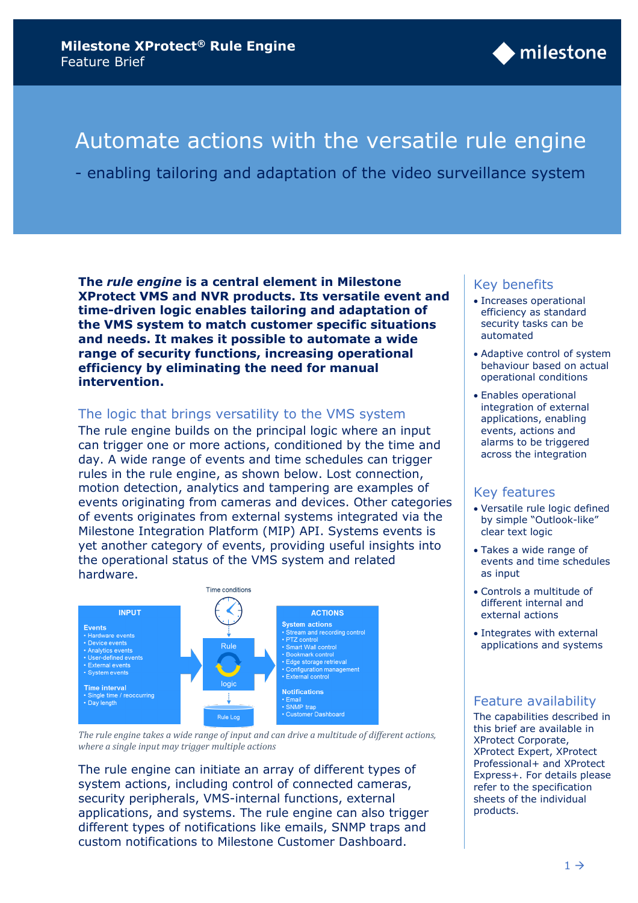# Milestone XProtect® Rule Engine

Feature Brief

# Automate actions with the versatile rule engine

## - enabling tailoring and adaptation of the video surveillance system

**The *rule engine* is a central element in Milestone XProtect VMS and NVR products. Its versatile event and time-driven logic enables tailoring and adaptation of the VMS system to match customer specific situations and needs. It makes it possible to automate a wide range of security functions, increasing operational efficiency by eliminating the need for manual intervention.**

## The logic that brings versatility to the VMS system

The rule engine builds on the principal logic where an input can trigger one or more actions, conditioned by the time and day. A wide range of events and time schedules can trigger rules in the rule engine, as shown below. Lost connection, motion detection, analytics and tampering are examples of events originating from cameras and devices. Other categories of events originates from external systems integrated via the Milestone Integration Platform (MIP) API. Systems events is yet another category of events, providing useful insights into the operational status of the VMS system and related hardware.

Time conditions

**INPUT**

**Events**
- Hardware events
- Device events
- Analytics events
- User-defined events
- External events
- System events

**Time interval**
- Single time / reoccurring
- Day length

Rule logic

Rule Log

**ACTIONS**

**System actions**
- Stream and recording control
- PTZ control
- Smart Wall control
- Bookmark control
- Edge storage retrieval
- Configuration management
- External control

**Notifications**
- Email
- SNMP trap
- Customer Dashboard

*The rule engine takes a wide range of input and can drive a multitude of different actions, where a single input may trigger multiple actions*

The rule engine can initiate an array of different types of system actions, including control of connected cameras, security peripherals, VMS-internal functions, external applications, and systems. The rule engine can also trigger different types of notifications like emails, SNMP traps and custom notifications to Milestone Customer Dashboard.

## Key benefits

- Increases operational efficiency as standard security tasks can be automated
- Adaptive control of system behaviour based on actual operational conditions
- Enables operational integration of external applications, enabling events, actions and alarms to be triggered across the integration

## Key features

- Versatile rule logic defined by simple “Outlook-like” clear text logic
- Takes a wide range of events and time schedules as input
- Controls a multitude of different internal and external actions
- Integrates with external applications and systems

## Feature availability

The capabilities described in this brief are available in XProtect Corporate, XProtect Expert, XProtect Professional+ and XProtect Express+. For details please refer to the specification sheets of the individual products.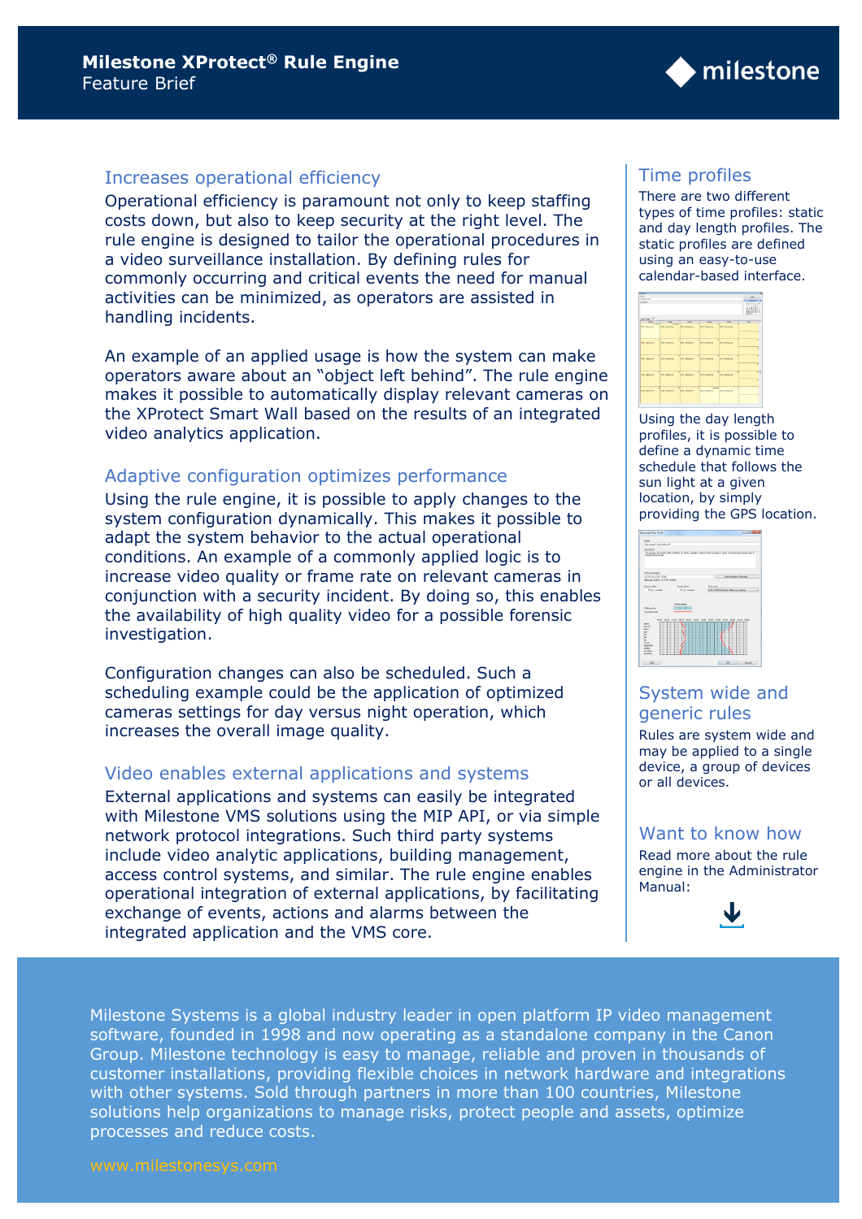# Milestone XProtect® Rule Engine

Feature Brief

## Increases operational efficiency

Operational efficiency is paramount not only to keep staffing costs down, but also to keep security at the right level. The rule engine is designed to tailor the operational procedures in a video surveillance installation. By defining rules for commonly occurring and critical events the need for manual activities can be minimized, as operators are assisted in handling incidents.

An example of an applied usage is how the system can make operators aware about an "object left behind". The rule engine makes it possible to automatically display relevant cameras on the XProtect Smart Wall based on the results of an integrated video analytics application.

## Adaptive configuration optimizes performance

Using the rule engine, it is possible to apply changes to the system configuration dynamically. This makes it possible to adapt the system behavior to the actual operational conditions. An example of a commonly applied logic is to increase video quality or frame rate on relevant cameras in conjunction with a security incident. By doing so, this enables the availability of high quality video for a possible forensic investigation.

Configuration changes can also be scheduled. Such a scheduling example could be the application of optimized cameras settings for day versus night operation, which increases the overall image quality.

## Video enables external applications and systems

External applications and systems can easily be integrated with Milestone VMS solutions using the MIP API, or via simple network protocol integrations. Such third party systems include video analytic applications, building management, access control systems, and similar. The rule engine enables operational integration of external applications, by facilitating exchange of events, actions and alarms between the integrated application and the VMS core.

## Time profiles

There are two different types of time profiles: static and day length profiles. The static profiles are defined using an easy-to-use calendar-based interface.

Using the day length profiles, it is possible to define a dynamic time schedule that follows the sun light at a given location, by simply providing the GPS location.

## System wide and generic rules

Rules are system wide and may be applied to a single device, a group of devices or all devices.

## Want to know how

Read more about the rule engine in the Administrator Manual:

Milestone Systems is a global industry leader in open platform IP video management software, founded in 1998 and now operating as a standalone company in the Canon Group. Milestone technology is easy to manage, reliable and proven in thousands of customer installations, providing flexible choices in network hardware and integrations with other systems. Sold through partners in more than 100 countries, Milestone solutions help organizations to manage risks, protect people and assets, optimize processes and reduce costs.

www.milestonesys.com